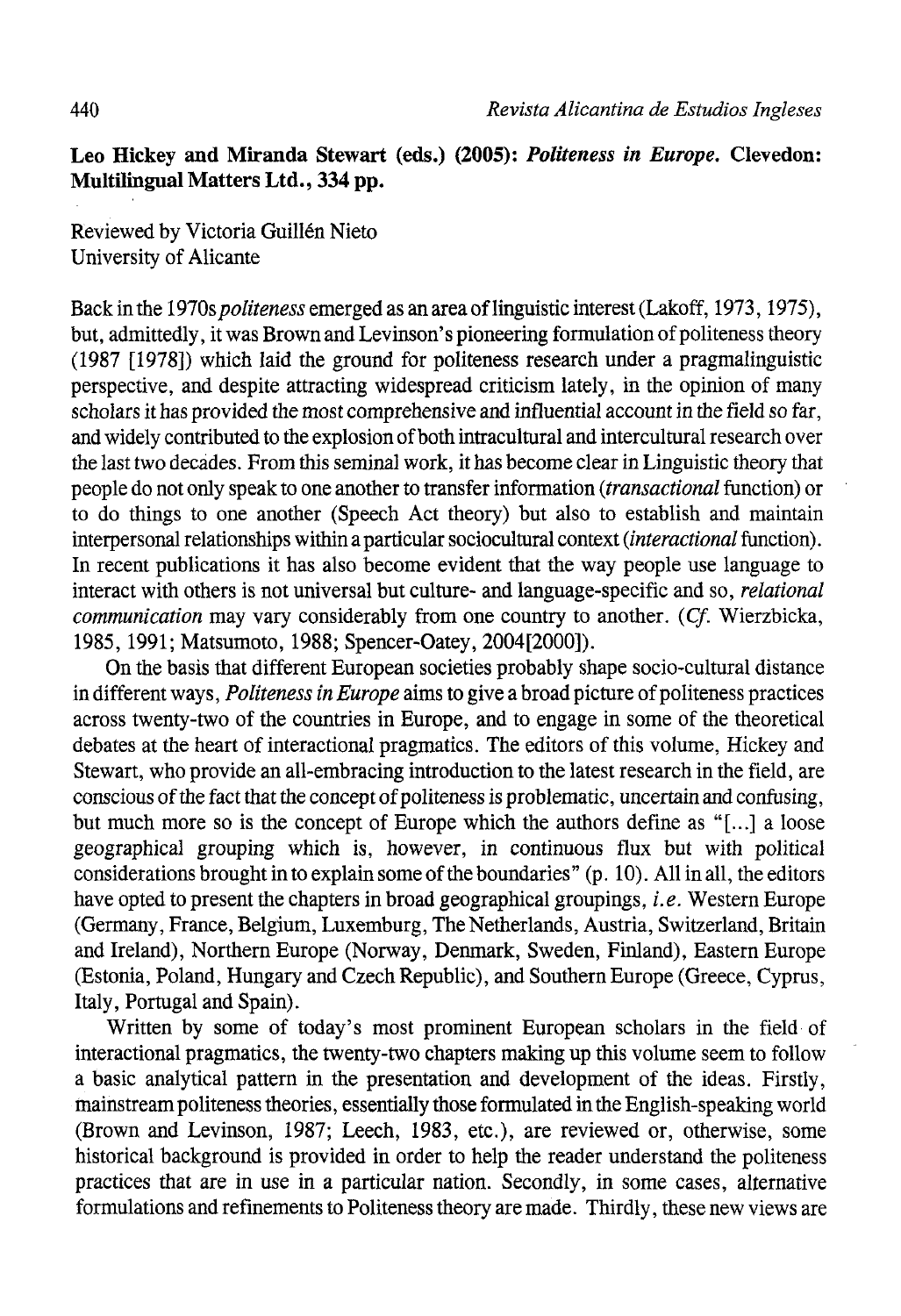**Leo Hickey and Miranda Stewart (eds.) (2005): *Politeness in Europe*. Clevedon: Multilingual Matters Ltd., 334 pp.**

Reviewed by Victoria Guillén Nieto
University of Alicante

Back in the 1970s *politeness* emerged as an area of linguistic interest (Lakoff, 1973, 1975), but, admittedly, it was Brown and Levinson's pioneering formulation of politeness theory (1987 [1978]) which laid the ground for politeness research under a pragmalinguistic perspective, and despite attracting widespread criticism lately, in the opinion of many scholars it has provided the most comprehensive and influential account in the field so far, and widely contributed to the explosion of both intracultural and intercultural research over the last two decades. From this seminal work, it has become clear in Linguistic theory that people do not only speak to one another to transfer information (*transactional* function) or to do things to one another (Speech Act theory) but also to establish and maintain interpersonal relationships within a particular sociocultural context (*interactional* function). In recent publications it has also become evident that the way people use language to interact with others is not universal but culture- and language-specific and so, *relational communication* may vary considerably from one country to another. (*Cf.* Wierzbicka, 1985, 1991; Matsumoto, 1988; Spencer-Oatey, 2004[2000]).

On the basis that different European societies probably shape socio-cultural distance in different ways, *Politeness in Europe* aims to give a broad picture of politeness practices across twenty-two of the countries in Europe, and to engage in some of the theoretical debates at the heart of interactional pragmatics. The editors of this volume, Hickey and Stewart, who provide an all-embracing introduction to the latest research in the field, are conscious of the fact that the concept of politeness is problematic, uncertain and confusing, but much more so is the concept of Europe which the authors define as "[...] a loose geographical grouping which is, however, in continuous flux but with political considerations brought in to explain some of the boundaries" (p. 10). All in all, the editors have opted to present the chapters in broad geographical groupings, *i.e.* Western Europe (Germany, France, Belgium, Luxemburg, The Netherlands, Austria, Switzerland, Britain and Ireland), Northern Europe (Norway, Denmark, Sweden, Finland), Eastern Europe (Estonia, Poland, Hungary and Czech Republic), and Southern Europe (Greece, Cyprus, Italy, Portugal and Spain).

Written by some of today's most prominent European scholars in the field of interactional pragmatics, the twenty-two chapters making up this volume seem to follow a basic analytical pattern in the presentation and development of the ideas. Firstly, mainstream politeness theories, essentially those formulated in the English-speaking world (Brown and Levinson, 1987; Leech, 1983, etc.), are reviewed or, otherwise, some historical background is provided in order to help the reader understand the politeness practices that are in use in a particular nation. Secondly, in some cases, alternative formulations and refinements to Politeness theory are made. Thirdly, these new views are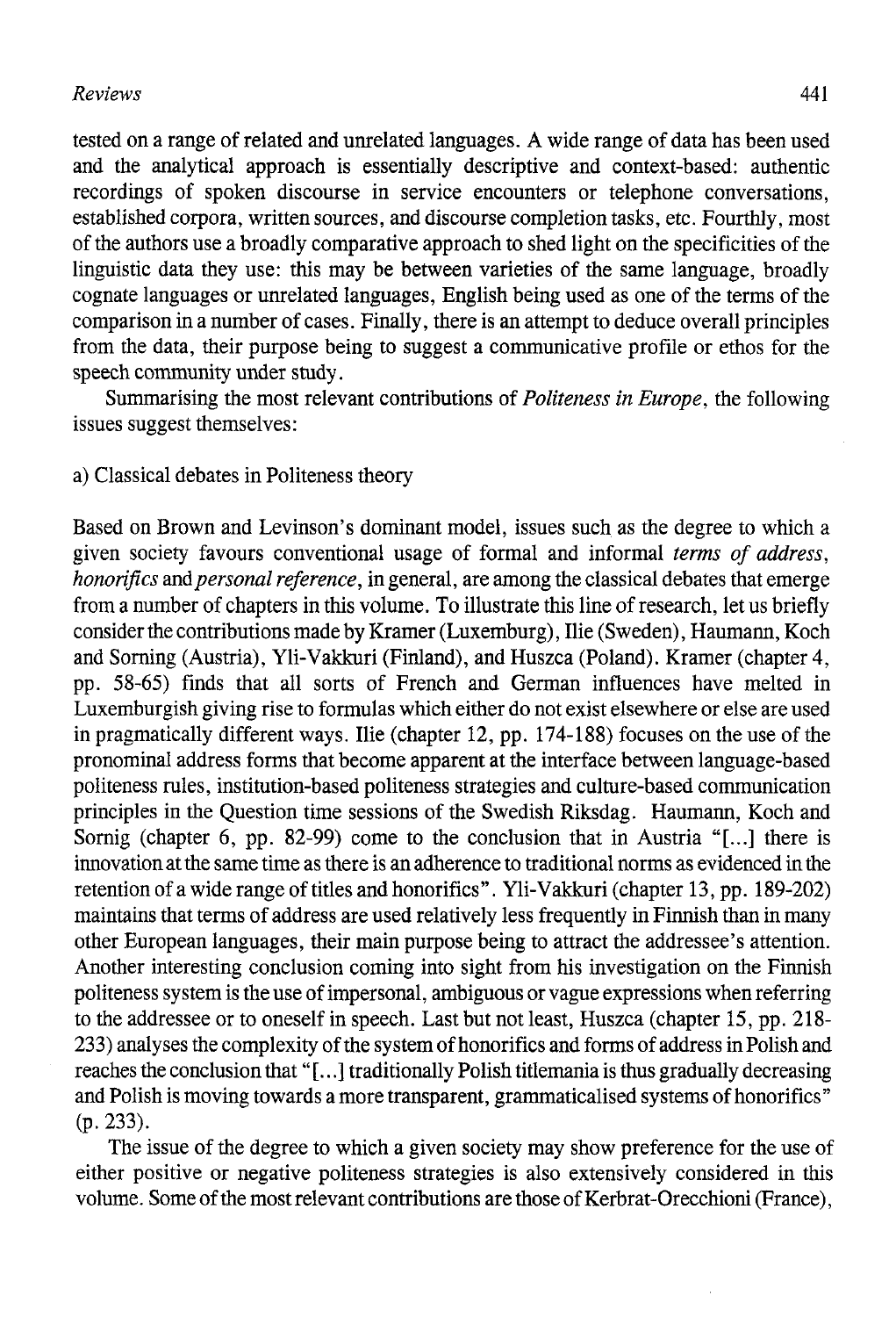tested on a range of related and unrelated languages. A wide range of data has been used and the analytical approach is essentially descriptive and context-based: authentic recordings of spoken discourse in service encounters or telephone conversations, established corpora, written sources, and discourse completion tasks, etc. Fourthly, most of the authors use a broadly comparative approach to shed light on the specificities of the linguistic data they use: this may be between varieties of the same language, broadly cognate languages or unrelated languages, English being used as one of the terms of the comparison in a number of cases. Finally, there is an attempt to deduce overall principles from the data, their purpose being to suggest a communicative profile or ethos for the speech community under study.

Summarising the most relevant contributions of *Politeness in Europe*, the following issues suggest themselves:

a) Classical debates in Politeness theory

Based on Brown and Levinson's dominant model, issues such as the degree to which a given society favours conventional usage of formal and informal *terms of address*, *honorifics* and *personal reference*, in general, are among the classical debates that emerge from a number of chapters in this volume. To illustrate this line of research, let us briefly consider the contributions made by Kramer (Luxemburg), Ilie (Sweden), Haumann, Koch and Sorning (Austria), Yli-Vakkuri (Finland), and Huszca (Poland). Kramer (chapter 4, pp. 58-65) finds that all sorts of French and German influences have melted in Luxemburgish giving rise to formulas which either do not exist elsewhere or else are used in pragmatically different ways. Ilie (chapter 12, pp. 174-188) focuses on the use of the pronominal address forms that become apparent at the interface between language-based politeness rules, institution-based politeness strategies and culture-based communication principles in the Question time sessions of the Swedish Riksdag. Haumann, Koch and Sornig (chapter 6, pp. 82-99) come to the conclusion that in Austria "[...] there is innovation at the same time as there is an adherence to traditional norms as evidenced in the retention of a wide range of titles and honorifics". Yli-Vakkuri (chapter 13, pp. 189-202) maintains that terms of address are used relatively less frequently in Finnish than in many other European languages, their main purpose being to attract the addressee's attention. Another interesting conclusion coming into sight from his investigation on the Finnish politeness system is the use of impersonal, ambiguous or vague expressions when referring to the addressee or to oneself in speech. Last but not least, Huszca (chapter 15, pp. 218-233) analyses the complexity of the system of honorifics and forms of address in Polish and reaches the conclusion that "[...] traditionally Polish titlemania is thus gradually decreasing and Polish is moving towards a more transparent, grammaticalised systems of honorifics" (p. 233).

The issue of the degree to which a given society may show preference for the use of either positive or negative politeness strategies is also extensively considered in this volume. Some of the most relevant contributions are those of Kerbrat-Orecchioni (France),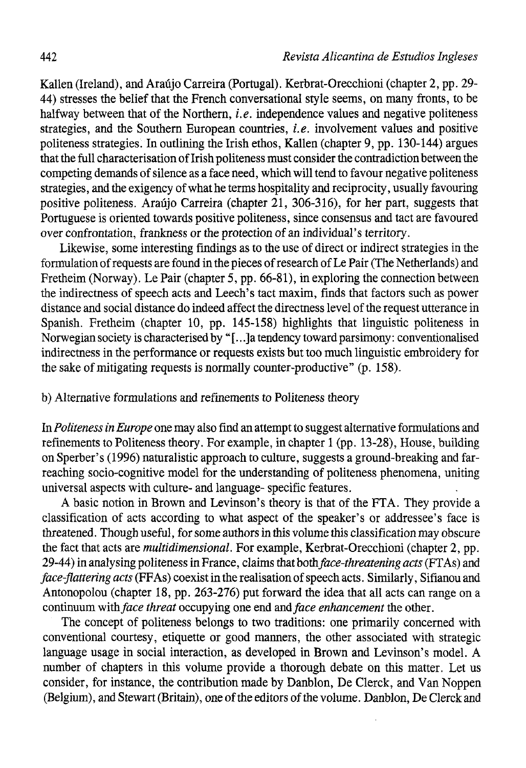Kallen (Ireland), and Araújo Carreira (Portugal). Kerbrat-Orecchioni (chapter 2, pp. 29-44) stresses the belief that the French conversational style seems, on many fronts, to be halfway between that of the Northern, *i.e.* independence values and negative politeness strategies, and the Southern European countries, *i.e.* involvement values and positive politeness strategies. In outlining the Irish ethos, Kallen (chapter 9, pp. 130-144) argues that the full characterisation of Irish politeness must consider the contradiction between the competing demands of silence as a face need, which will tend to favour negative politeness strategies, and the exigency of what he terms hospitality and reciprocity, usually favouring positive politeness. Araújo Carreira (chapter 21, 306-316), for her part, suggests that Portuguese is oriented towards positive politeness, since consensus and tact are favoured over confrontation, frankness or the protection of an individual's territory.

Likewise, some interesting findings as to the use of direct or indirect strategies in the formulation of requests are found in the pieces of research of Le Pair (The Netherlands) and Fretheim (Norway). Le Pair (chapter 5, pp. 66-81), in exploring the connection between the indirectness of speech acts and Leech's tact maxim, finds that factors such as power distance and social distance do indeed affect the directness level of the request utterance in Spanish. Fretheim (chapter 10, pp. 145-158) highlights that linguistic politeness in Norwegian society is characterised by "[...]a tendency toward parsimony: conventionalised indirectness in the performance or requests exists but too much linguistic embroidery for the sake of mitigating requests is normally counter-productive" (p. 158).

b) Alternative formulations and refinements to Politeness theory

In *Politeness in Europe* one may also find an attempt to suggest alternative formulations and refinements to Politeness theory. For example, in chapter 1 (pp. 13-28), House, building on Sperber's (1996) naturalistic approach to culture, suggests a ground-breaking and far-reaching socio-cognitive model for the understanding of politeness phenomena, uniting universal aspects with culture- and language- specific features.

A basic notion in Brown and Levinson's theory is that of the FTA. They provide a classification of acts according to what aspect of the speaker's or addressee's face is threatened. Though useful, for some authors in this volume this classification may obscure the fact that acts are *multidimensional*. For example, Kerbrat-Orecchioni (chapter 2, pp. 29-44) in analysing politeness in France, claims that both *face-threatening acts* (FTAs) and *face-flattering acts* (FFAs) coexist in the realisation of speech acts. Similarly, Sifianou and Antonopolou (chapter 18, pp. 263-276) put forward the idea that all acts can range on a continuum with *face threat* occupying one end and *face enhancement* the other.

The concept of politeness belongs to two traditions: one primarily concerned with conventional courtesy, etiquette or good manners, the other associated with strategic language usage in social interaction, as developed in Brown and Levinson's model. A number of chapters in this volume provide a thorough debate on this matter. Let us consider, for instance, the contribution made by Danblon, De Clerck, and Van Noppen (Belgium), and Stewart (Britain), one of the editors of the volume. Danblon, De Clerck and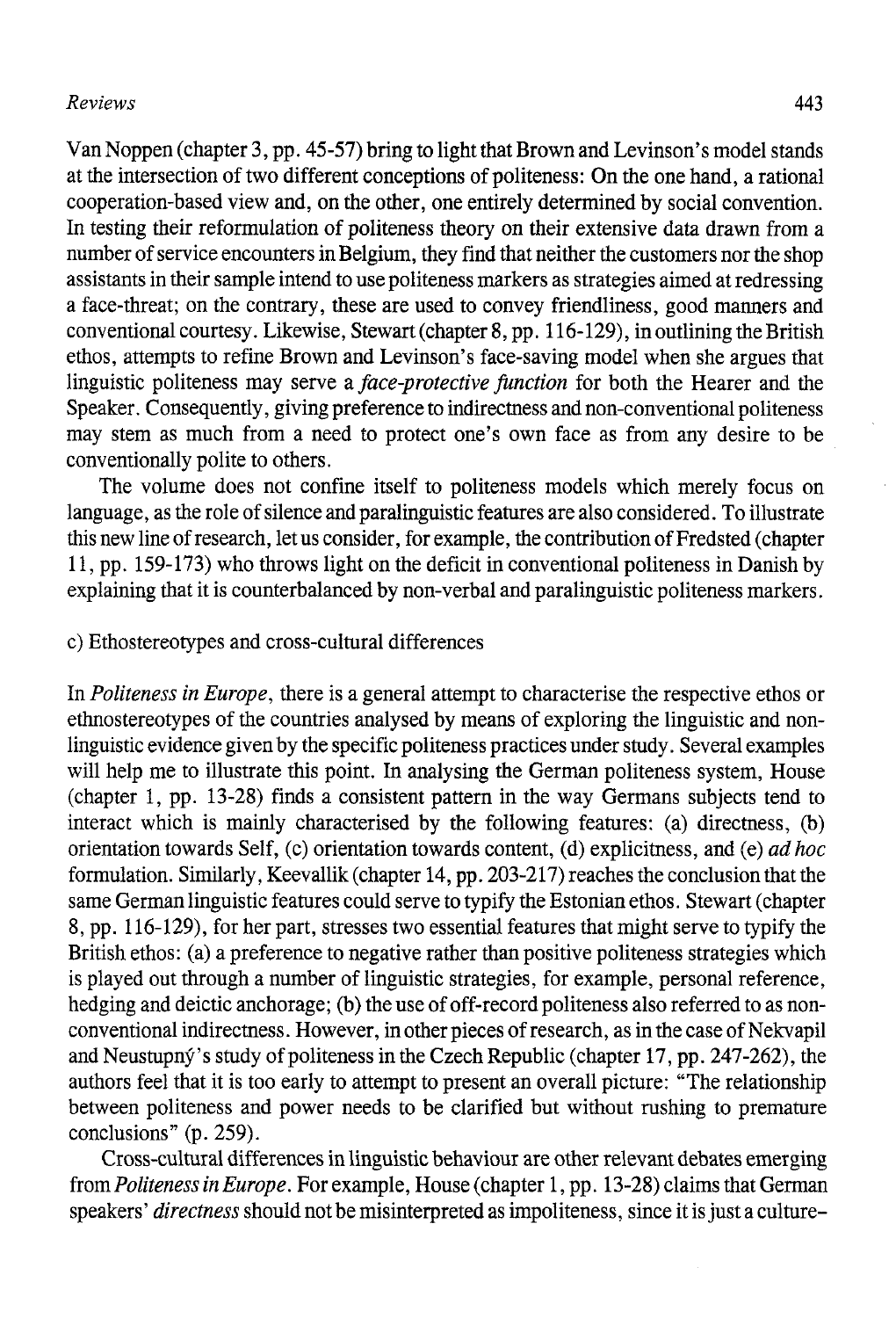Van Noppen (chapter 3, pp. 45-57) bring to light that Brown and Levinson's model stands at the intersection of two different conceptions of politeness: On the one hand, a rational cooperation-based view and, on the other, one entirely determined by social convention. In testing their reformulation of politeness theory on their extensive data drawn from a number of service encounters in Belgium, they find that neither the customers nor the shop assistants in their sample intend to use politeness markers as strategies aimed at redressing a face-threat; on the contrary, these are used to convey friendliness, good manners and conventional courtesy. Likewise, Stewart (chapter 8, pp. 116-129), in outlining the British ethos, attempts to refine Brown and Levinson's face-saving model when she argues that linguistic politeness may serve a *face-protective function* for both the Hearer and the Speaker. Consequently, giving preference to indirectness and non-conventional politeness may stem as much from a need to protect one's own face as from any desire to be conventionally polite to others.

The volume does not confine itself to politeness models which merely focus on language, as the role of silence and paralinguistic features are also considered. To illustrate this new line of research, let us consider, for example, the contribution of Fredsted (chapter 11, pp. 159-173) who throws light on the deficit in conventional politeness in Danish by explaining that it is counterbalanced by non-verbal and paralinguistic politeness markers.

c) Ethostereotypes and cross-cultural differences

In *Politeness in Europe*, there is a general attempt to characterise the respective ethos or ethnostereotypes of the countries analysed by means of exploring the linguistic and non-linguistic evidence given by the specific politeness practices under study. Several examples will help me to illustrate this point. In analysing the German politeness system, House (chapter 1, pp. 13-28) finds a consistent pattern in the way Germans subjects tend to interact which is mainly characterised by the following features: (a) directness, (b) orientation towards Self, (c) orientation towards content, (d) explicitness, and (e) *ad hoc* formulation. Similarly, Keevallik (chapter 14, pp. 203-217) reaches the conclusion that the same German linguistic features could serve to typify the Estonian ethos. Stewart (chapter 8, pp. 116-129), for her part, stresses two essential features that might serve to typify the British ethos: (a) a preference to negative rather than positive politeness strategies which is played out through a number of linguistic strategies, for example, personal reference, hedging and deictic anchorage; (b) the use of off-record politeness also referred to as non-conventional indirectness. However, in other pieces of research, as in the case of Nekvapil and Neustupný's study of politeness in the Czech Republic (chapter 17, pp. 247-262), the authors feel that it is too early to attempt to present an overall picture: "The relationship between politeness and power needs to be clarified but without rushing to premature conclusions" (p. 259).

Cross-cultural differences in linguistic behaviour are other relevant debates emerging from *Politeness in Europe*. For example, House (chapter 1, pp. 13-28) claims that German speakers' *directness* should not be misinterpreted as impoliteness, since it is just a culture–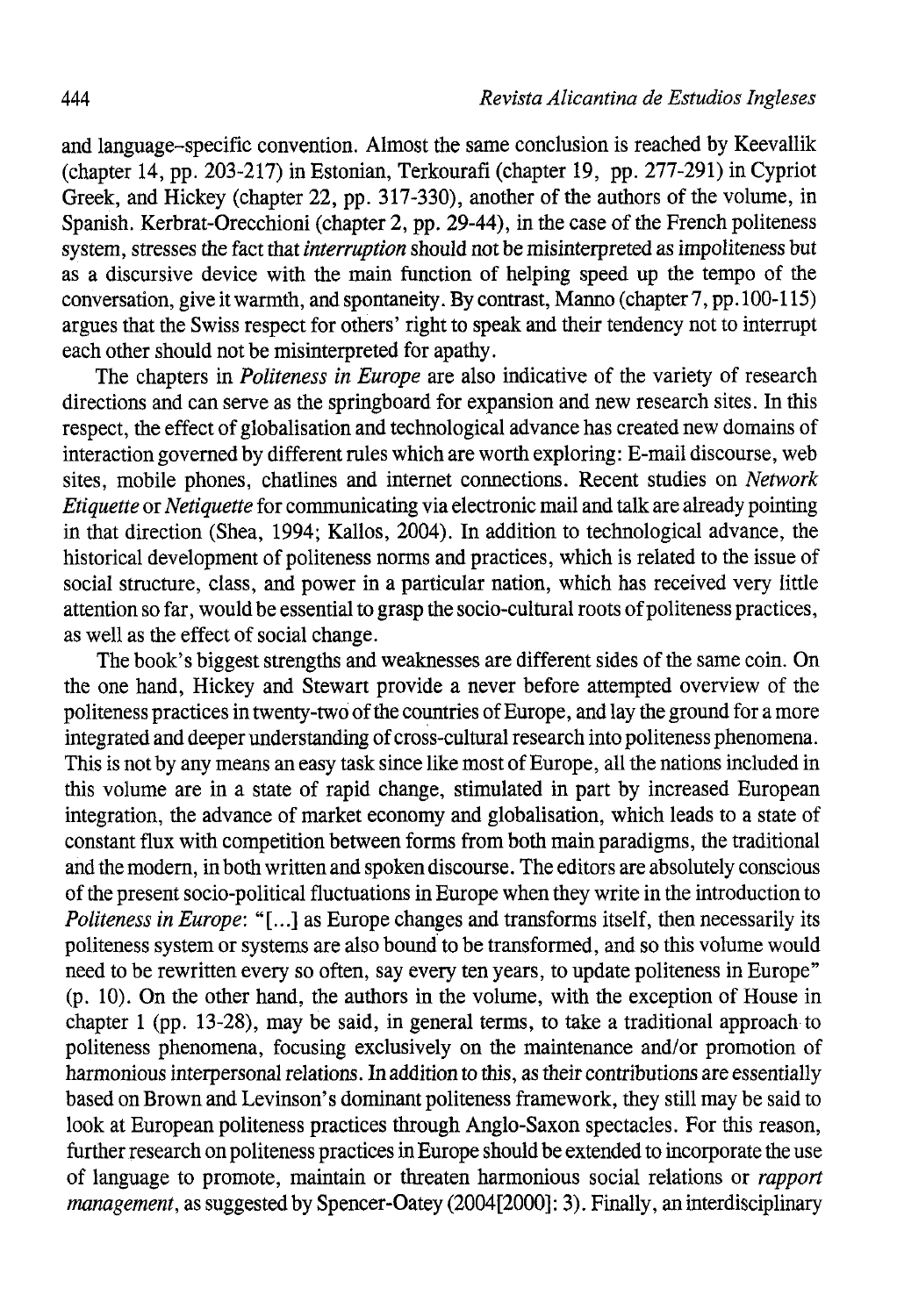and language-specific convention. Almost the same conclusion is reached by Keevallik (chapter 14, pp. 203-217) in Estonian, Terkourafi (chapter 19, pp. 277-291) in Cypriot Greek, and Hickey (chapter 22, pp. 317-330), another of the authors of the volume, in Spanish. Kerbrat-Orecchioni (chapter 2, pp. 29-44), in the case of the French politeness system, stresses the fact that *interruption* should not be misinterpreted as impoliteness but as a discursive device with the main function of helping speed up the tempo of the conversation, give it warmth, and spontaneity. By contrast, Manno (chapter 7, pp. 100-115) argues that the Swiss respect for others' right to speak and their tendency not to interrupt each other should not be misinterpreted for apathy.

The chapters in *Politeness in Europe* are also indicative of the variety of research directions and can serve as the springboard for expansion and new research sites. In this respect, the effect of globalisation and technological advance has created new domains of interaction governed by different rules which are worth exploring: E-mail discourse, web sites, mobile phones, chatlines and internet connections. Recent studies on *Network Etiquette* or *Netiquette* for communicating via electronic mail and talk are already pointing in that direction (Shea, 1994; Kallos, 2004). In addition to technological advance, the historical development of politeness norms and practices, which is related to the issue of social structure, class, and power in a particular nation, which has received very little attention so far, would be essential to grasp the socio-cultural roots of politeness practices, as well as the effect of social change.

The book's biggest strengths and weaknesses are different sides of the same coin. On the one hand, Hickey and Stewart provide a never before attempted overview of the politeness practices in twenty-two of the countries of Europe, and lay the ground for a more integrated and deeper understanding of cross-cultural research into politeness phenomena. This is not by any means an easy task since like most of Europe, all the nations included in this volume are in a state of rapid change, stimulated in part by increased European integration, the advance of market economy and globalisation, which leads to a state of constant flux with competition between forms from both main paradigms, the traditional and the modern, in both written and spoken discourse. The editors are absolutely conscious of the present socio-political fluctuations in Europe when they write in the introduction to *Politeness in Europe*: "[...] as Europe changes and transforms itself, then necessarily its politeness system or systems are also bound to be transformed, and so this volume would need to be rewritten every so often, say every ten years, to update politeness in Europe" (p. 10). On the other hand, the authors in the volume, with the exception of House in chapter 1 (pp. 13-28), may be said, in general terms, to take a traditional approach to politeness phenomena, focusing exclusively on the maintenance and/or promotion of harmonious interpersonal relations. In addition to this, as their contributions are essentially based on Brown and Levinson's dominant politeness framework, they still may be said to look at European politeness practices through Anglo-Saxon spectacles. For this reason, further research on politeness practices in Europe should be extended to incorporate the use of language to promote, maintain or threaten harmonious social relations or *rapport management*, as suggested by Spencer-Oatey (2004[2000]: 3). Finally, an interdisciplinary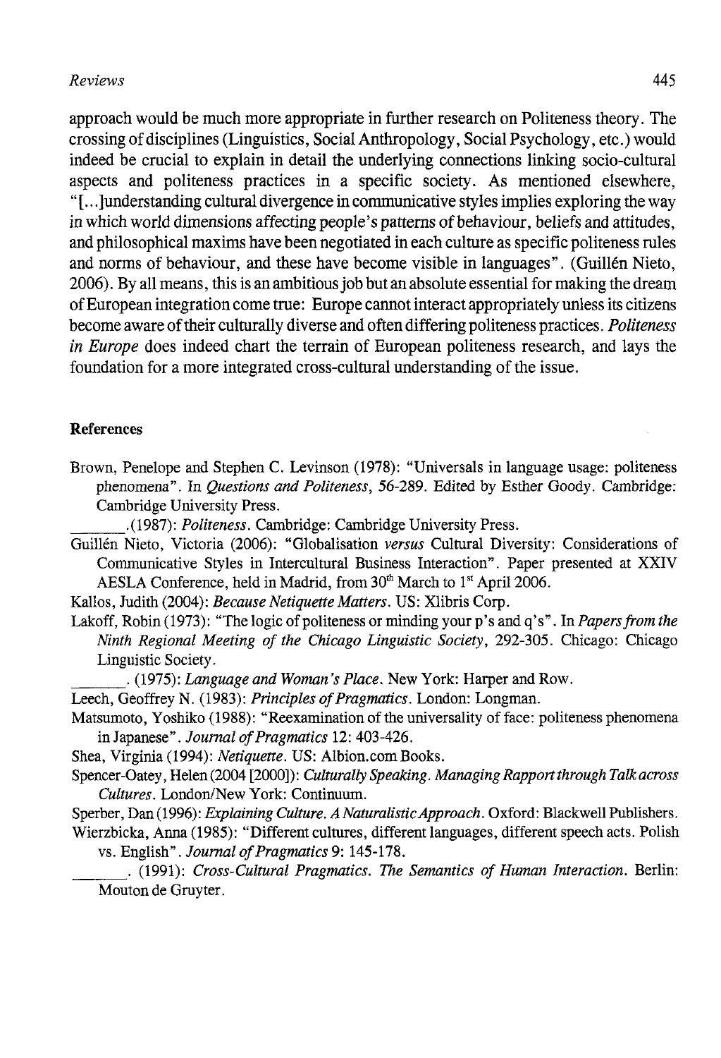approach would be much more appropriate in further research on Politeness theory. The crossing of disciplines (Linguistics, Social Anthropology, Social Psychology, etc.) would indeed be crucial to explain in detail the underlying connections linking socio-cultural aspects and politeness practices in a specific society. As mentioned elsewhere, "[...]understanding cultural divergence in communicative styles implies exploring the way in which world dimensions affecting people's patterns of behaviour, beliefs and attitudes, and philosophical maxims have been negotiated in each culture as specific politeness rules and norms of behaviour, and these have become visible in languages". (Guillén Nieto, 2006). By all means, this is an ambitious job but an absolute essential for making the dream of European integration come true: Europe cannot interact appropriately unless its citizens become aware of their culturally diverse and often differing politeness practices. *Politeness in Europe* does indeed chart the terrain of European politeness research, and lays the foundation for a more integrated cross-cultural understanding of the issue.

## References

Brown, Penelope and Stephen C. Levinson (1978): "Universals in language usage: politeness phenomena". In *Questions and Politeness*, 56-289. Edited by Esther Goody. Cambridge: Cambridge University Press.

_______.(1987): *Politeness*. Cambridge: Cambridge University Press.

Guillén Nieto, Victoria (2006): "Globalisation *versus* Cultural Diversity: Considerations of Communicative Styles in Intercultural Business Interaction". Paper presented at XXIV AESLA Conference, held in Madrid, from 30th March to 1st April 2006.

Kallos, Judith (2004): *Because Netiquette Matters*. US: Xlibris Corp.

Lakoff, Robin (1973): "The logic of politeness or minding your p's and q's". In *Papers from the Ninth Regional Meeting of the Chicago Linguistic Society*, 292-305. Chicago: Chicago Linguistic Society.

_______. (1975): *Language and Woman's Place*. New York: Harper and Row.

Leech, Geoffrey N. (1983): *Principles of Pragmatics*. London: Longman.

Matsumoto, Yoshiko (1988): "Reexamination of the universality of face: politeness phenomena in Japanese". *Journal of Pragmatics* 12: 403-426.

Shea, Virginia (1994): *Netiquette*. US: Albion.com Books.

Spencer-Oatey, Helen (2004 [2000]): *Culturally Speaking. Managing Rapport through Talk across Cultures*. London/New York: Continuum.

Sperber, Dan (1996): *Explaining Culture. A Naturalistic Approach*. Oxford: Blackwell Publishers.

Wierzbicka, Anna (1985): "Different cultures, different languages, different speech acts. Polish vs. English". *Journal of Pragmatics* 9: 145-178.

_______. (1991): *Cross-Cultural Pragmatics. The Semantics of Human Interaction*. Berlin: Mouton de Gruyter.